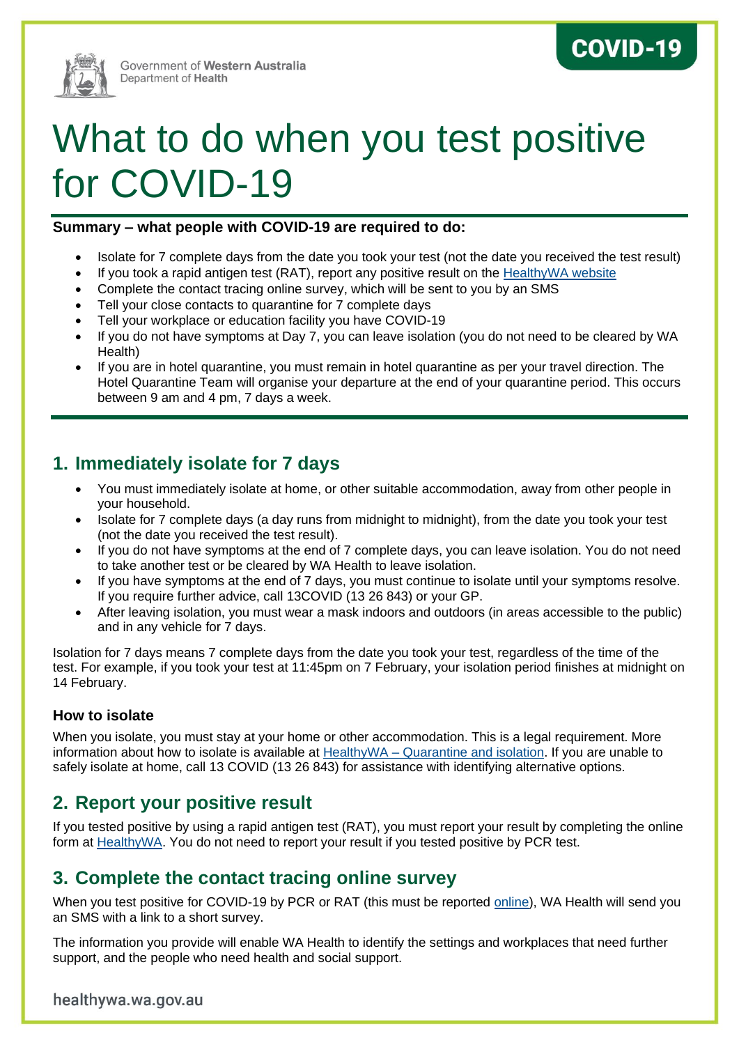Government of Western Australia
Department of Health

COVID-19

# What to do when you test positive for COVID-19

**Summary – what people with COVID-19 are required to do:**

- Isolate for 7 complete days from the date you took your test (not the date you received the test result)
- If you took a rapid antigen test (RAT), report any positive result on the HealthyWA website
- Complete the contact tracing online survey, which will be sent to you by an SMS
- Tell your close contacts to quarantine for 7 complete days
- Tell your workplace or education facility you have COVID-19
- If you do not have symptoms at Day 7, you can leave isolation (you do not need to be cleared by WA Health)
- If you are in hotel quarantine, you must remain in hotel quarantine as per your travel direction. The Hotel Quarantine Team will organise your departure at the end of your quarantine period. This occurs between 9 am and 4 pm, 7 days a week.

## 1. Immediately isolate for 7 days

- You must immediately isolate at home, or other suitable accommodation, away from other people in your household.
- Isolate for 7 complete days (a day runs from midnight to midnight), from the date you took your test (not the date you received the test result).
- If you do not have symptoms at the end of 7 complete days, you can leave isolation. You do not need to take another test or be cleared by WA Health to leave isolation.
- If you have symptoms at the end of 7 days, you must continue to isolate until your symptoms resolve. If you require further advice, call 13COVID (13 26 843) or your GP.
- After leaving isolation, you must wear a mask indoors and outdoors (in areas accessible to the public) and in any vehicle for 7 days.

Isolation for 7 days means 7 complete days from the date you took your test, regardless of the time of the test. For example, if you took your test at 11:45pm on 7 February, your isolation period finishes at midnight on 14 February.

### How to isolate

When you isolate, you must stay at your home or other accommodation. This is a legal requirement. More information about how to isolate is available at HealthyWA – Quarantine and isolation. If you are unable to safely isolate at home, call 13 COVID (13 26 843) for assistance with identifying alternative options.

## 2. Report your positive result

If you tested positive by using a rapid antigen test (RAT), you must report your result by completing the online form at HealthyWA. You do not need to report your result if you tested positive by PCR test.

## 3. Complete the contact tracing online survey

When you test positive for COVID-19 by PCR or RAT (this must be reported online), WA Health will send you an SMS with a link to a short survey.

The information you provide will enable WA Health to identify the settings and workplaces that need further support, and the people who need health and social support.

healthywa.wa.gov.au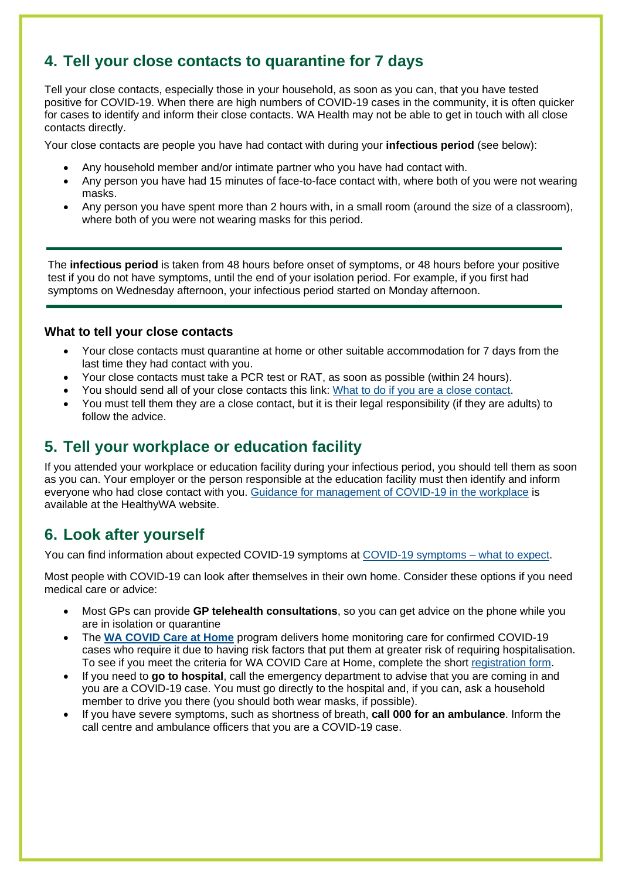## 4. Tell your close contacts to quarantine for 7 days

Tell your close contacts, especially those in your household, as soon as you can, that you have tested positive for COVID-19. When there are high numbers of COVID-19 cases in the community, it is often quicker for cases to identify and inform their close contacts. WA Health may not be able to get in touch with all close contacts directly.

Your close contacts are people you have had contact with during your **infectious period** (see below):

- Any household member and/or intimate partner who you have had contact with.
- Any person you have had 15 minutes of face-to-face contact with, where both of you were not wearing masks.
- Any person you have spent more than 2 hours with, in a small room (around the size of a classroom), where both of you were not wearing masks for this period.

---

The **infectious period** is taken from 48 hours before onset of symptoms, or 48 hours before your positive test if you do not have symptoms, until the end of your isolation period. For example, if you first had symptoms on Wednesday afternoon, your infectious period started on Monday afternoon.

---

### What to tell your close contacts

- Your close contacts must quarantine at home or other suitable accommodation for 7 days from the last time they had contact with you.
- Your close contacts must take a PCR test or RAT, as soon as possible (within 24 hours).
- You should send all of your close contacts this link: What to do if you are a close contact.
- You must tell them they are a close contact, but it is their legal responsibility (if they are adults) to follow the advice.

## 5. Tell your workplace or education facility

If you attended your workplace or education facility during your infectious period, you should tell them as soon as you can. Your employer or the person responsible at the education facility must then identify and inform everyone who had close contact with you. Guidance for management of COVID-19 in the workplace is available at the HealthyWA website.

## 6. Look after yourself

You can find information about expected COVID-19 symptoms at COVID-19 symptoms – what to expect.

Most people with COVID-19 can look after themselves in their own home. Consider these options if you need medical care or advice:

- Most GPs can provide **GP telehealth consultations**, so you can get advice on the phone while you are in isolation or quarantine
- The **WA COVID Care at Home** program delivers home monitoring care for confirmed COVID-19 cases who require it due to having risk factors that put them at greater risk of requiring hospitalisation. To see if you meet the criteria for WA COVID Care at Home, complete the short registration form.
- If you need to **go to hospital**, call the emergency department to advise that you are coming in and you are a COVID-19 case. You must go directly to the hospital and, if you can, ask a household member to drive you there (you should both wear masks, if possible).
- If you have severe symptoms, such as shortness of breath, **call 000 for an ambulance**. Inform the call centre and ambulance officers that you are a COVID-19 case.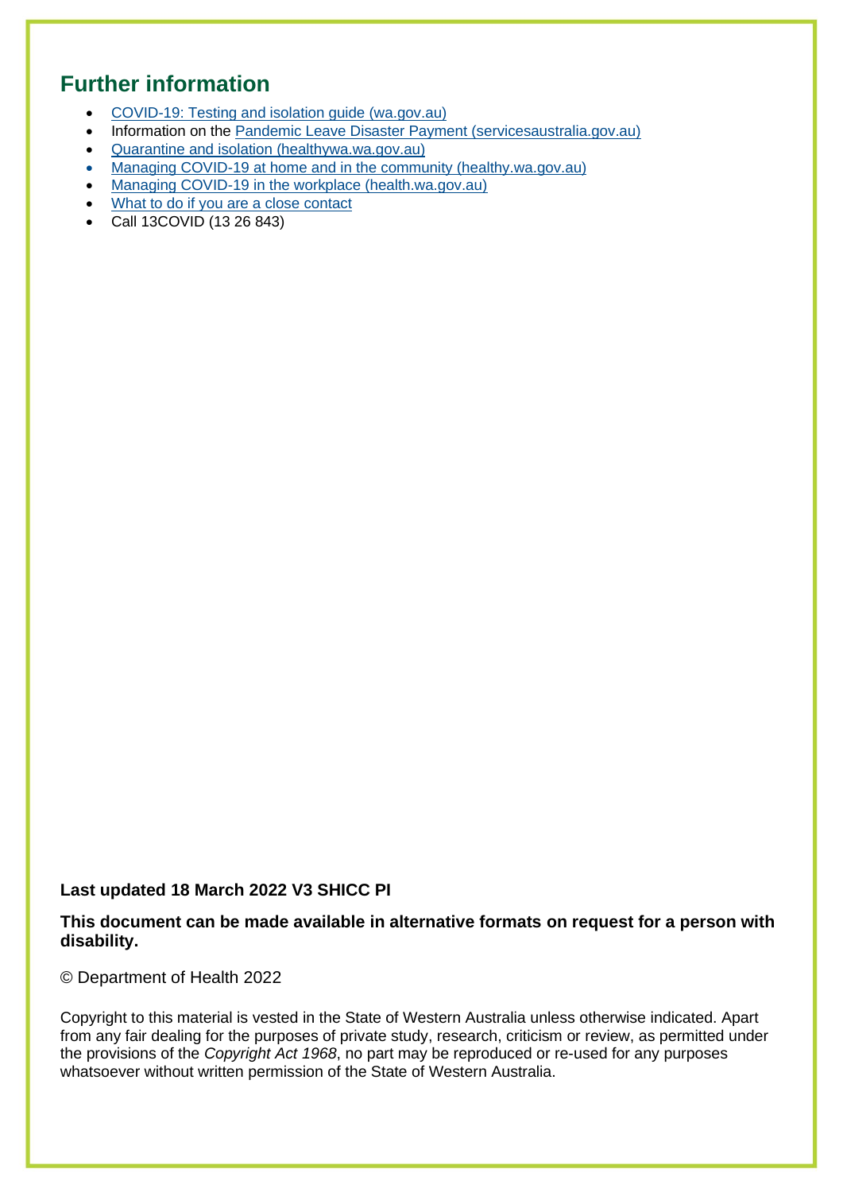## Further information

- COVID-19: Testing and isolation guide (wa.gov.au)
- Information on the Pandemic Leave Disaster Payment (servicesaustralia.gov.au)
- Quarantine and isolation (healthywa.wa.gov.au)
- Managing COVID-19 at home and in the community (healthy.wa.gov.au)
- Managing COVID-19 in the workplace (health.wa.gov.au)
- What to do if you are a close contact
- Call 13COVID (13 26 843)

**Last updated 18 March 2022 V3 SHICC PI**

**This document can be made available in alternative formats on request for a person with disability.**

© Department of Health 2022

Copyright to this material is vested in the State of Western Australia unless otherwise indicated. Apart from any fair dealing for the purposes of private study, research, criticism or review, as permitted under the provisions of the *Copyright Act 1968*, no part may be reproduced or re-used for any purposes whatsoever without written permission of the State of Western Australia.